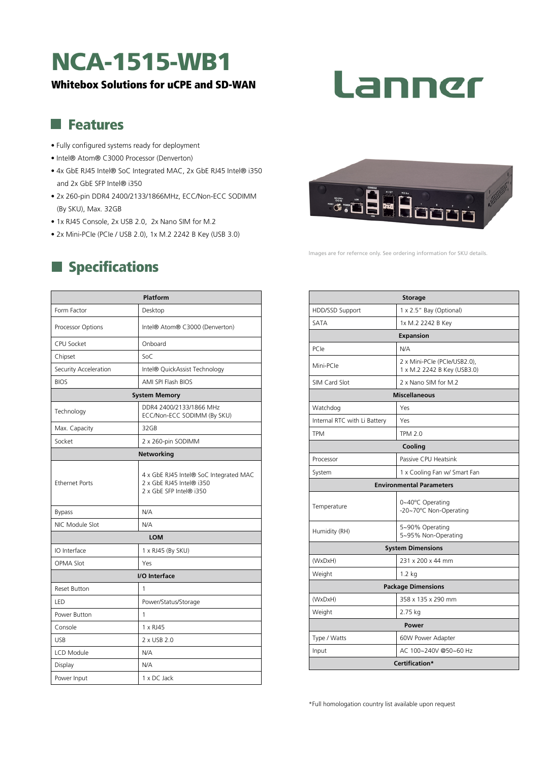# NCA-1515-WB1

**Whitebox Solutions for uCPE and SD-WAN**

Lanner

## Features

- Fully configured systems ready for deployment
- Intel® Atom® C3000 Processor (Denverton)
- 4x GbE RJ45 Intel® SoC Integrated MAC, 2x GbE RJ45 Intel® i350 and 2x GbE SFP Intel® i350
- 2x 260-pin DDR4 2400/2133/1866MHz, ECC/Non-ECC SODIMM (By SKU), Max. 32GB
- 1x RJ45 Console, 2x USB 2.0, 2x Nano SIM for M.2
- 2x Mini-PCIe (PCIe / USB 2.0), 1x M.2 2242 B Key (USB 3.0)

Images are for refernce only. See ordering information for SKU details.

## Specifications

| Platform | |
|---|---|
| Form Factor | Desktop |
| Processor Options | Intel® Atom® C3000 (Denverton) |
| CPU Socket | Onboard |
| Chipset | SoC |
| Security Acceleration | Intel® QuickAssist Technology |
| BIOS | AMI SPI Flash BIOS |
| **System Memory** | |
| Technology | DDR4 2400/2133/1866 MHz ECC/Non-ECC SODIMM (By SKU) |
| Max. Capacity | 32GB |
| Socket | 2 x 260-pin SODIMM |
| **Networking** | |
| Ethernet Ports | 4 x GbE RJ45 Intel® SoC Integrated MAC<br>2 x GbE RJ45 Intel® i350<br>2 x GbE SFP Intel® i350 |
| Bypass | N/A |
| NIC Module Slot | N/A |
| **LOM** | |
| IO Interface | 1 x RJ45 (By SKU) |
| OPMA Slot | Yes |
| **I/O Interface** | |
| Reset Button | 1 |
| LED | Power/Status/Storage |
| Power Button | 1 |
| Console | 1 x RJ45 |
| USB | 2 x USB 2.0 |
| LCD Module | N/A |
| Display | N/A |
| Power Input | 1 x DC Jack |

| Storage | |
|---|---|
| HDD/SSD Support | 1 x 2.5" Bay (Optional) |
| SATA | 1x M.2 2242 B Key |
| **Expansion** | |
| PCIe | N/A |
| Mini-PCIe | 2 x Mini-PCIe (PCIe/USB2.0),<br>1 x M.2 2242 B Key (USB3.0) |
| SIM Card Slot | 2 x Nano SIM for M.2 |
| **Miscellaneous** | |
| Watchdog | Yes |
| Internal RTC with Li Battery | Yes |
| TPM | TPM 2.0 |
| **Cooling** | |
| Processor | Passive CPU Heatsink |
| System | 1 x Cooling Fan w/ Smart Fan |
| **Environmental Parameters** | |
| Temperature | 0~40ºC Operating<br>-20~70ºC Non-Operating |
| Humidity (RH) | 5~90% Operating<br>5~95% Non-Operating |
| **System Dimensions** | |
| (WxDxH) | 231 x 200 x 44 mm |
| Weight | 1.2 kg |
| **Package Dimensions** | |
| (WxDxH) | 358 x 135 x 290 mm |
| Weight | 2.75 kg |
| **Power** | |
| Type / Watts | 60W Power Adapter |
| Input | AC 100~240V @50~60 Hz |
| **Certification*** | |

*Full homologation country list available upon request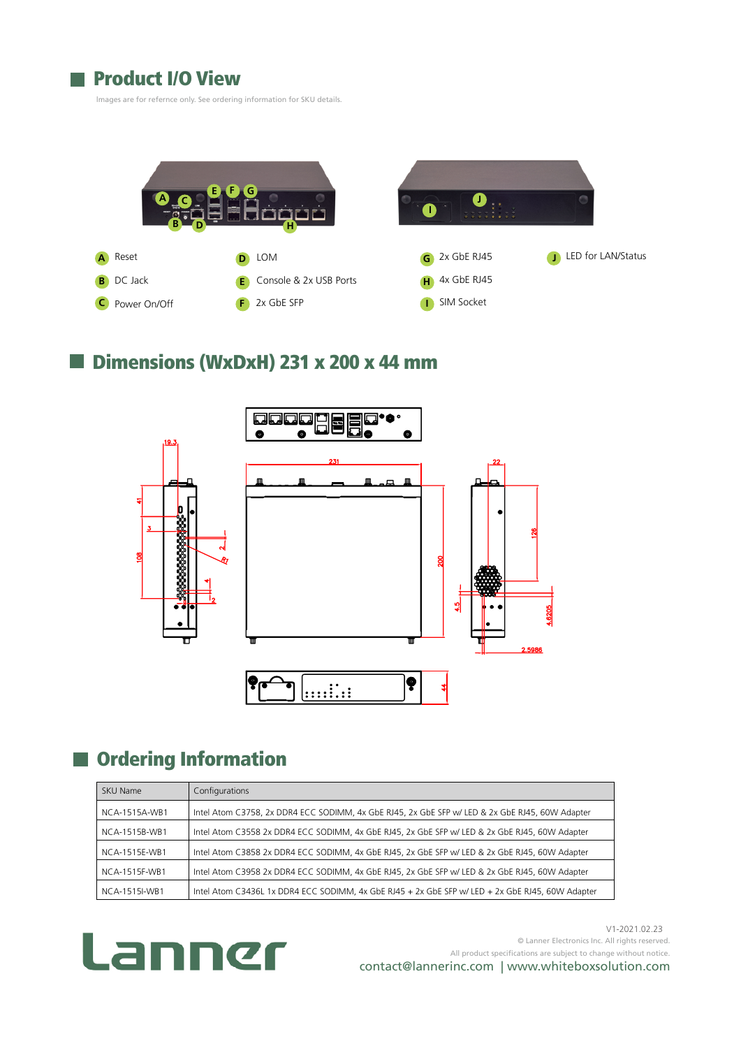## Product I/O View

Images are for refernce only. See ordering information for SKU details.

- **A** Reset
- **B** DC Jack
- **C** Power On/Off
- **D** LOM
- **E** Console & 2x USB Ports
- **F** 2x GbE SFP
- **G** 2x GbE RJ45
- **H** 4x GbE RJ45
- **I** SIM Socket
- **J** LED for LAN/Status

## Dimensions (WxDxH) 231 x 200 x 44 mm

19.3
41
3
108
2
R7
4
2
231
200
22
126
4.5
4.6205
2.5986
44

## Ordering Information

| SKU Name | Configurations |
|---|---|
| NCA-1515A-WB1 | Intel Atom C3758, 2x DDR4 ECC SODIMM, 4x GbE RJ45, 2x GbE SFP w/ LED & 2x GbE RJ45, 60W Adapter |
| NCA-1515B-WB1 | Intel Atom C3558 2x DDR4 ECC SODIMM, 4x GbE RJ45, 2x GbE SFP w/ LED & 2x GbE RJ45, 60W Adapter |
| NCA-1515E-WB1 | Intel Atom C3858 2x DDR4 ECC SODIMM, 4x GbE RJ45, 2x GbE SFP w/ LED & 2x GbE RJ45, 60W Adapter |
| NCA-1515F-WB1 | Intel Atom C3958 2x DDR4 ECC SODIMM, 4x GbE RJ45, 2x GbE SFP w/ LED & 2x GbE RJ45, 60W Adapter |
| NCA-1515I-WB1 | Intel Atom C3436L 1x DDR4 ECC SODIMM, 4x GbE RJ45 + 2x GbE SFP w/ LED + 2x GbE RJ45, 60W Adapter |

Lanner

V1-2021.02.23
© Lanner Electronics Inc. All rights reserved.
All product specifications are subject to change without notice.
contact@lannerinc.com | www.whiteboxsolution.com